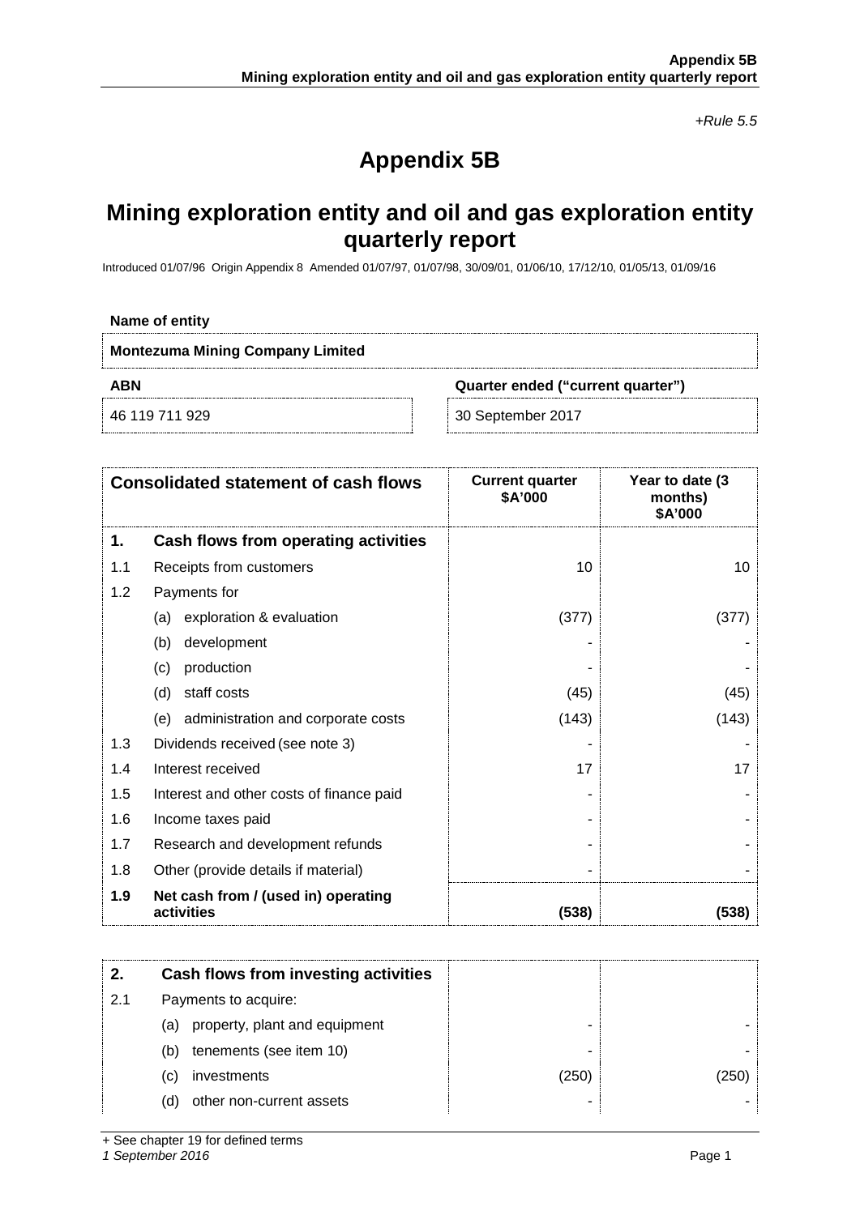*+Rule 5.5*

# Appendix 5B

## Mining exploration entity and oil and gas exploration entity quarterly report

Introduced 01/07/96 Origin Appendix 8 Amended 01/07/97, 01/07/98, 30/09/01, 01/06/10, 17/12/10, 01/05/13, 01/09/16

**Name of entity**

**Montezuma Mining Company Limited**

| ABN | Quarter ended ("current quarter") |
|---|---|
| 46 119 711 929 | 30 September 2017 |

| | Consolidated statement of cash flows | Current quarter $A'000 | Year to date (3 months) $A'000 |
|---|---|---|---|
| **1.** | **Cash flows from operating activities** | | |
| 1.1 | Receipts from customers | 10 | 10 |
| 1.2 | Payments for | | |
| | (a) exploration & evaluation | (377) | (377) |
| | (b) development | - | - |
| | (c) production | - | - |
| | (d) staff costs | (45) | (45) |
| | (e) administration and corporate costs | (143) | (143) |
| 1.3 | Dividends received (see note 3) | - | - |
| 1.4 | Interest received | 17 | 17 |
| 1.5 | Interest and other costs of finance paid | - | - |
| 1.6 | Income taxes paid | - | - |
| 1.7 | Research and development refunds | - | - |
| 1.8 | Other (provide details if material) | - | - |
| **1.9** | **Net cash from / (used in) operating activities** | **(538)** | **(538)** |

| | | | |
|---|---|---|---|
| **2.** | **Cash flows from investing activities** | | |
| 2.1 | Payments to acquire: | | |
| | (a) property, plant and equipment | - | - |
| | (b) tenements (see item 10) | - | - |
| | (c) investments | (250) | (250) |
| | (d) other non-current assets | - | - |

+ See chapter 19 for defined terms
*1 September 2016*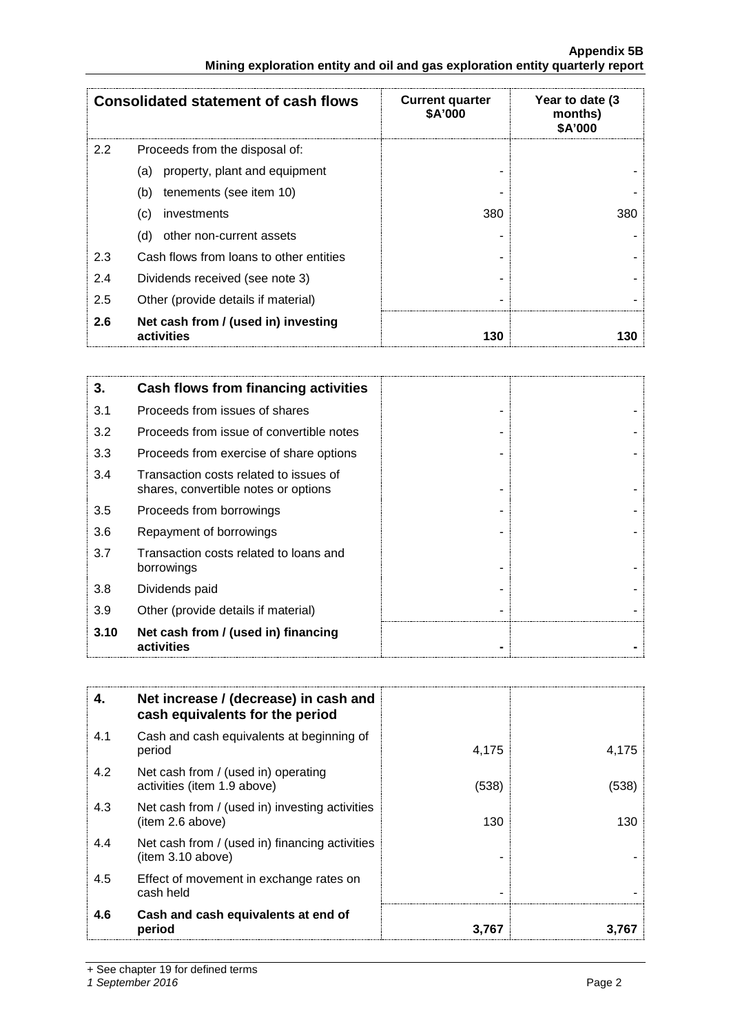| Consolidated statement of cash flows | | Current quarter $A'000 | Year to date (3 months) $A'000 |
|---|---|---|---|
| 2.2 | Proceeds from the disposal of: | | |
| | (a) property, plant and equipment | - | - |
| | (b) tenements (see item 10) | - | - |
| | (c) investments | 380 | 380 |
| | (d) other non-current assets | - | - |
| 2.3 | Cash flows from loans to other entities | - | - |
| 2.4 | Dividends received (see note 3) | - | - |
| 2.5 | Other (provide details if material) | - | - |
| **2.6** | **Net cash from / (used in) investing activities** | **130** | **130** |

| **3.** | **Cash flows from financing activities** | | |
|---|---|---|---|
| 3.1 | Proceeds from issues of shares | - | - |
| 3.2 | Proceeds from issue of convertible notes | - | - |
| 3.3 | Proceeds from exercise of share options | - | - |
| 3.4 | Transaction costs related to issues of shares, convertible notes or options | - | - |
| 3.5 | Proceeds from borrowings | - | - |
| 3.6 | Repayment of borrowings | - | - |
| 3.7 | Transaction costs related to loans and borrowings | - | - |
| 3.8 | Dividends paid | - | - |
| 3.9 | Other (provide details if material) | - | - |
| **3.10** | **Net cash from / (used in) financing activities** | **-** | **-** |

| **4.** | **Net increase / (decrease) in cash and cash equivalents for the period** | | |
|---|---|---|---|
| 4.1 | Cash and cash equivalents at beginning of period | 4,175 | 4,175 |
| 4.2 | Net cash from / (used in) operating activities (item 1.9 above) | (538) | (538) |
| 4.3 | Net cash from / (used in) investing activities (item 2.6 above) | 130 | 130 |
| 4.4 | Net cash from / (used in) financing activities (item 3.10 above) | - | - |
| 4.5 | Effect of movement in exchange rates on cash held | - | - |
| **4.6** | **Cash and cash equivalents at end of period** | **3,767** | **3,767** |

+ See chapter 19 for defined terms

*1 September 2016*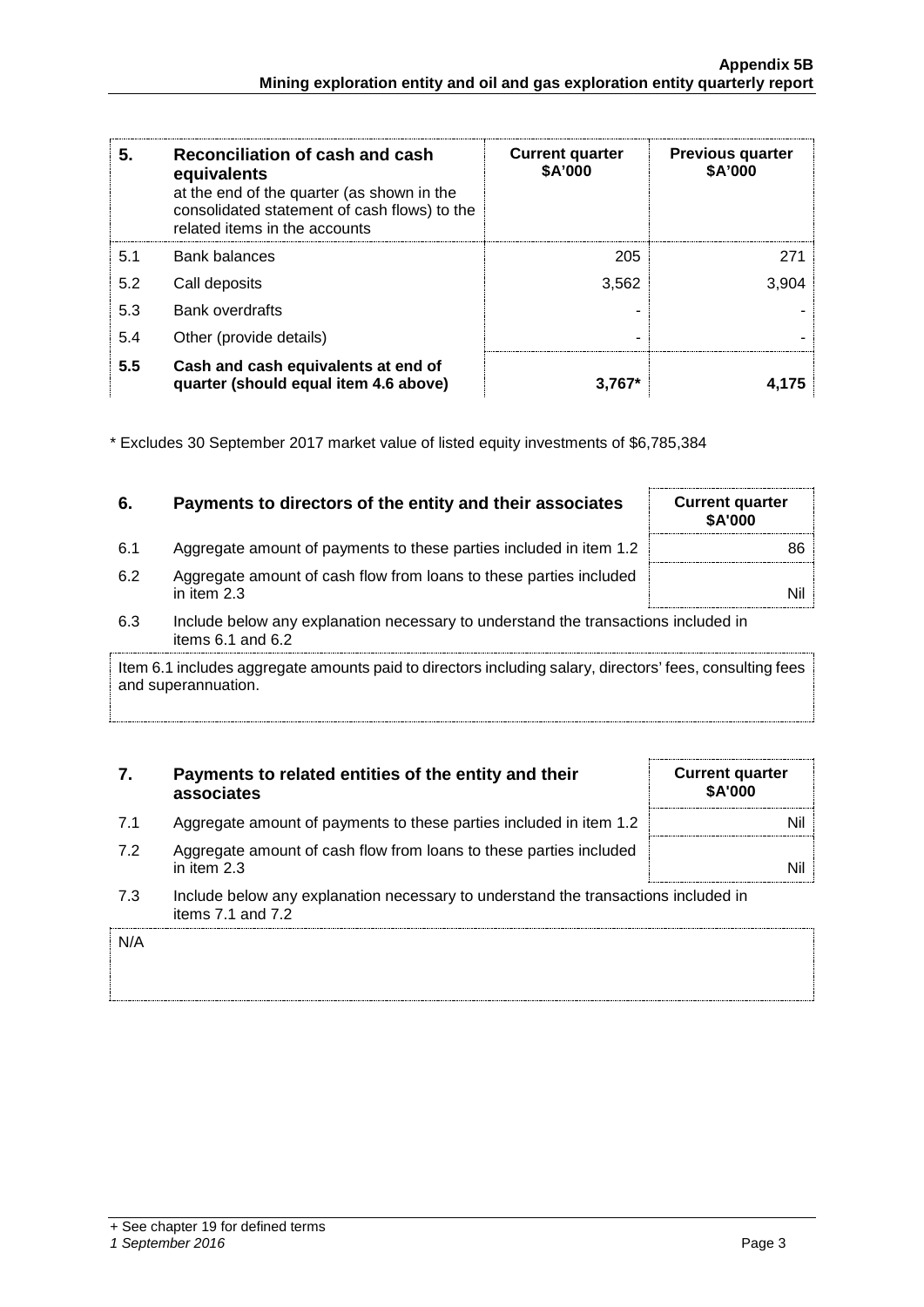| 5. | Reconciliation of cash and cash equivalents at the end of the quarter (as shown in the consolidated statement of cash flows) to the related items in the accounts | Current quarter $A'000 | Previous quarter $A'000 |
|---|---|---|---|
| 5.1 | Bank balances | 205 | 271 |
| 5.2 | Call deposits | 3,562 | 3,904 |
| 5.3 | Bank overdrafts | - | - |
| 5.4 | Other (provide details) | - | - |
| **5.5** | **Cash and cash equivalents at end of quarter (should equal item 4.6 above)** | **3,767*** | **4,175** |

* Excludes 30 September 2017 market value of listed equity investments of $6,785,384

| 6. | Payments to directors of the entity and their associates | Current quarter $A'000 |
|---|---|---|
| 6.1 | Aggregate amount of payments to these parties included in item 1.2 | 86 |
| 6.2 | Aggregate amount of cash flow from loans to these parties included in item 2.3 | Nil |

6.3 Include below any explanation necessary to understand the transactions included in items 6.1 and 6.2

Item 6.1 includes aggregate amounts paid to directors including salary, directors' fees, consulting fees and superannuation.

| 7. | Payments to related entities of the entity and their associates | Current quarter $A'000 |
|---|---|---|
| 7.1 | Aggregate amount of payments to these parties included in item 1.2 | Nil |
| 7.2 | Aggregate amount of cash flow from loans to these parties included in item 2.3 | Nil |

7.3 Include below any explanation necessary to understand the transactions included in items 7.1 and 7.2

N/A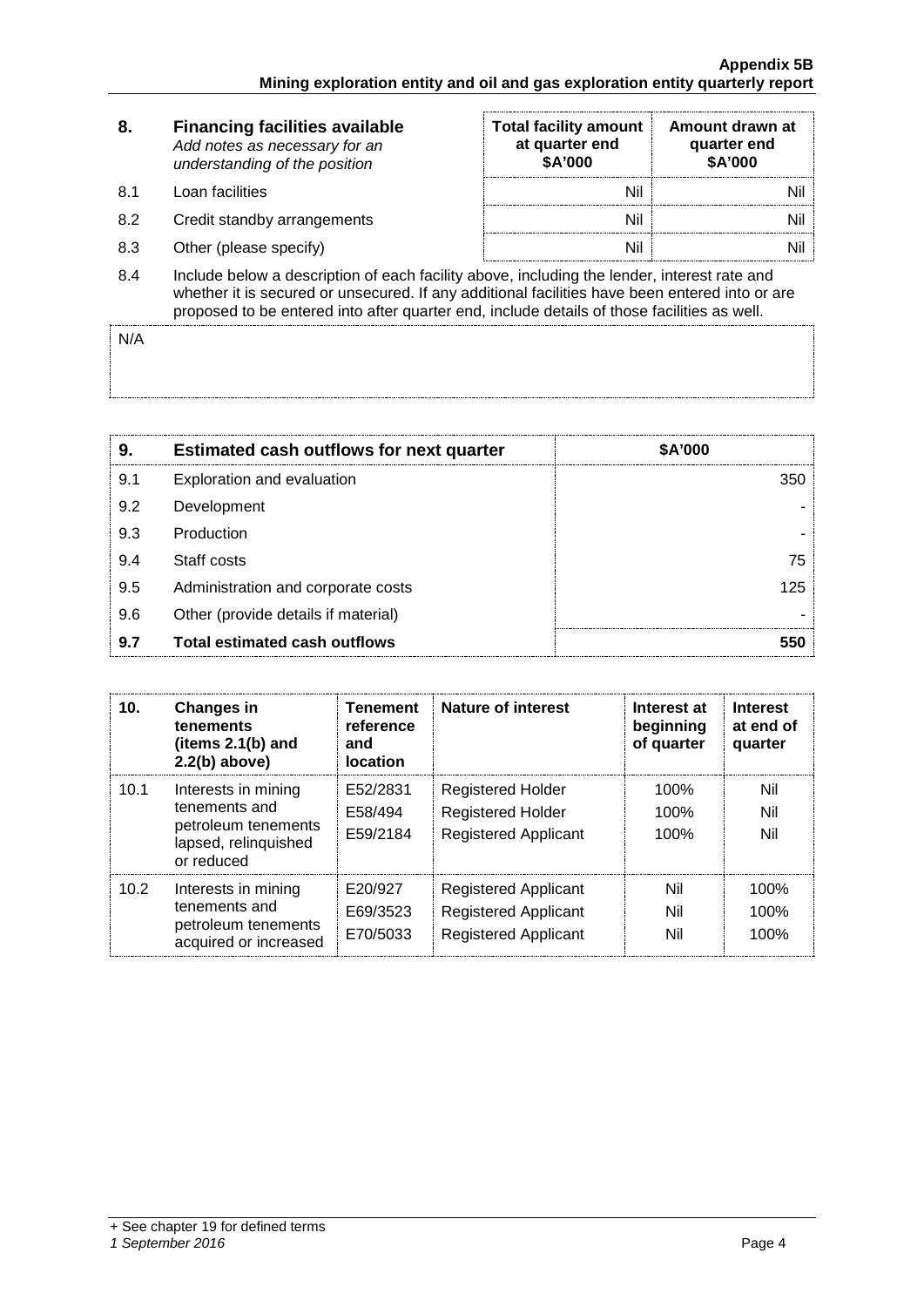| 8. | Financing facilities available *Add notes as necessary for an understanding of the position* | Total facility amount at quarter end \$A'000 | Amount drawn at quarter end \$A'000 |
|---|---|---|---|
| 8.1 | Loan facilities | Nil | Nil |
| 8.2 | Credit standby arrangements | Nil | Nil |
| 8.3 | Other (please specify) | Nil | Nil |

8.4 Include below a description of each facility above, including the lender, interest rate and whether it is secured or unsecured. If any additional facilities have been entered into or are proposed to be entered into after quarter end, include details of those facilities as well.

N/A

| 9. | Estimated cash outflows for next quarter | \$A'000 |
|---|---|---|
| 9.1 | Exploration and evaluation | 350 |
| 9.2 | Development | - |
| 9.3 | Production | - |
| 9.4 | Staff costs | 75 |
| 9.5 | Administration and corporate costs | 125 |
| 9.6 | Other (provide details if material) | - |
| **9.7** | **Total estimated cash outflows** | **550** |

| 10. | Changes in tenements (items 2.1(b) and 2.2(b) above) | Tenement reference and location | Nature of interest | Interest at beginning of quarter | Interest at end of quarter |
|---|---|---|---|---|---|
| 10.1 | Interests in mining tenements and petroleum tenements lapsed, relinquished or reduced | E52/2831<br>E58/494<br>E59/2184 | Registered Holder<br>Registered Holder<br>Registered Applicant | 100%<br>100%<br>100% | Nil<br>Nil<br>Nil |
| 10.2 | Interests in mining tenements and petroleum tenements acquired or increased | E20/927<br>E69/3523<br>E70/5033 | Registered Applicant<br>Registered Applicant<br>Registered Applicant | Nil<br>Nil<br>Nil | 100%<br>100%<br>100% |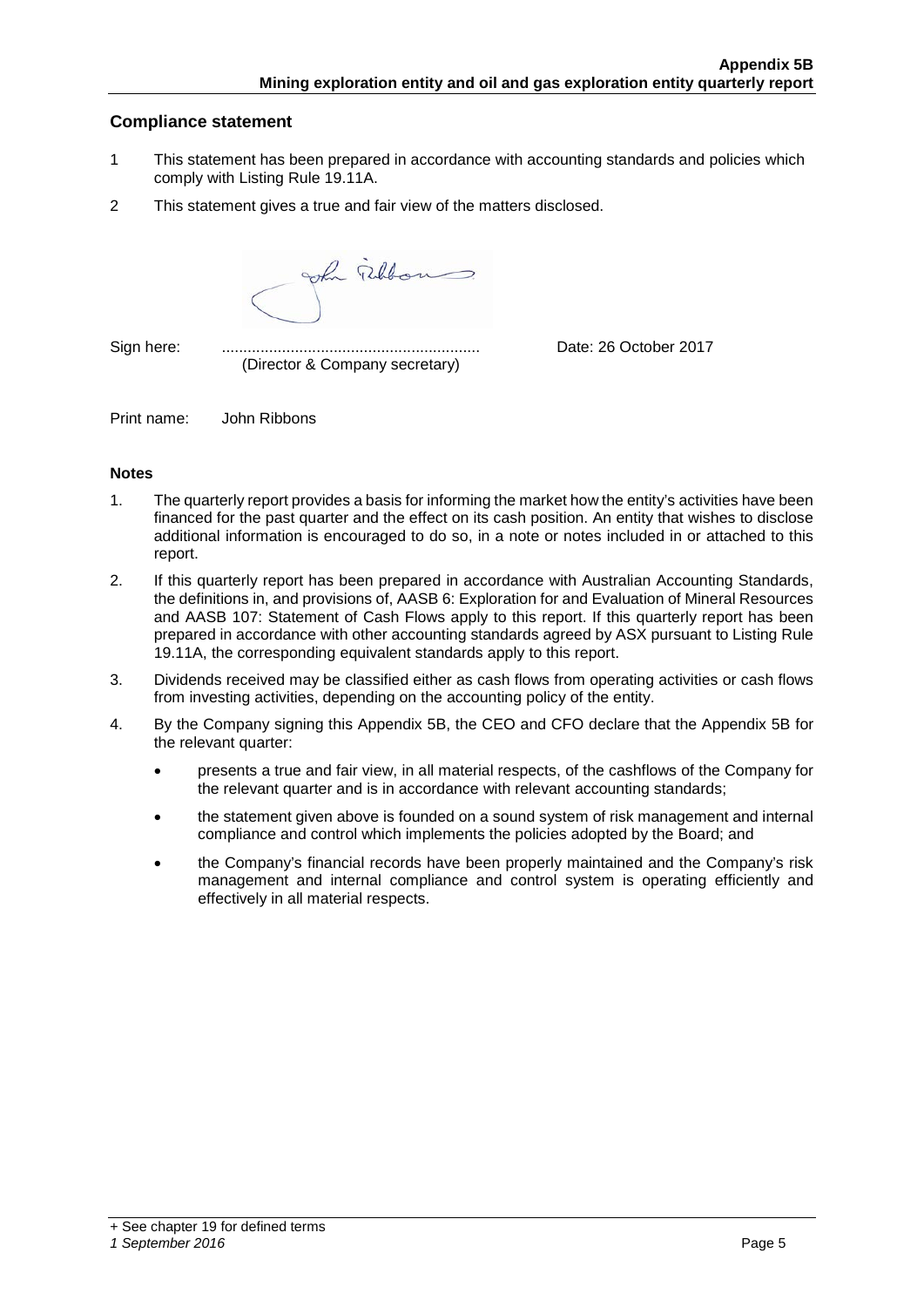## Compliance statement

1 This statement has been prepared in accordance with accounting standards and policies which comply with Listing Rule 19.11A.

2 This statement gives a true and fair view of the matters disclosed.

Sign here: ............................................................ Date: 26 October 2017
(Director & Company secretary)

Print name: John Ribbons

**Notes**

1. The quarterly report provides a basis for informing the market how the entity's activities have been financed for the past quarter and the effect on its cash position. An entity that wishes to disclose additional information is encouraged to do so, in a note or notes included in or attached to this report.

2. If this quarterly report has been prepared in accordance with Australian Accounting Standards, the definitions in, and provisions of, AASB 6: Exploration for and Evaluation of Mineral Resources and AASB 107: Statement of Cash Flows apply to this report. If this quarterly report has been prepared in accordance with other accounting standards agreed by ASX pursuant to Listing Rule 19.11A, the corresponding equivalent standards apply to this report.

3. Dividends received may be classified either as cash flows from operating activities or cash flows from investing activities, depending on the accounting policy of the entity.

4. By the Company signing this Appendix 5B, the CEO and CFO declare that the Appendix 5B for the relevant quarter:

   - presents a true and fair view, in all material respects, of the cashflows of the Company for the relevant quarter and is in accordance with relevant accounting standards;
   - the statement given above is founded on a sound system of risk management and internal compliance and control which implements the policies adopted by the Board; and
   - the Company's financial records have been properly maintained and the Company's risk management and internal compliance and control system is operating efficiently and effectively in all material respects.